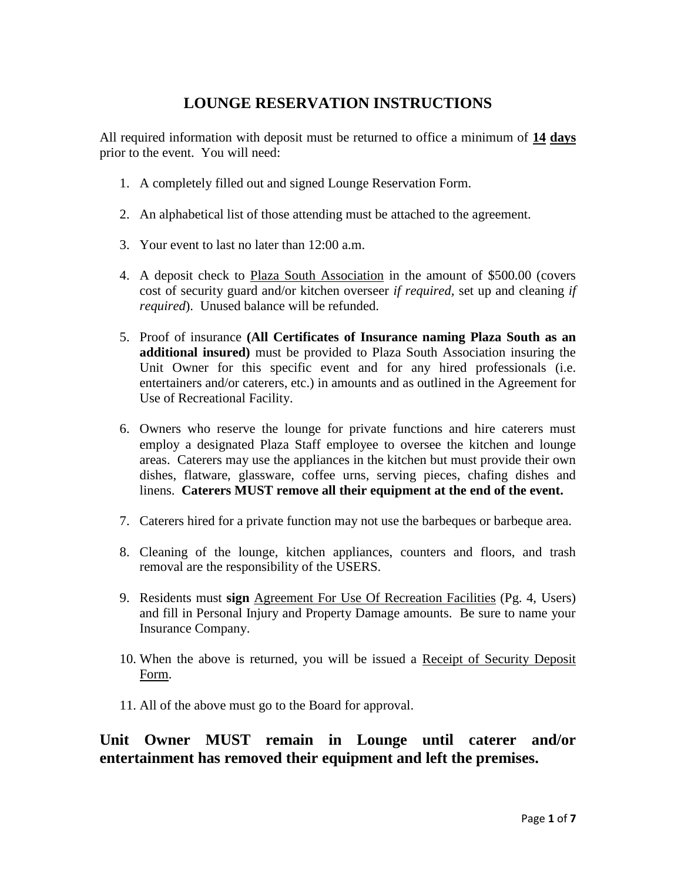# LOUNGE RESERVATION INSTRUCTIONS

All required information with deposit must be returned to office a minimum of **14 days** prior to the event. You will need:

1. A completely filled out and signed Lounge Reservation Form.

2. An alphabetical list of those attending must be attached to the agreement.

3. Your event to last no later than 12:00 a.m.

4. A deposit check to Plaza South Association in the amount of $500.00 (covers cost of security guard and/or kitchen overseer *if required*, set up and cleaning *if required*). Unused balance will be refunded.

5. Proof of insurance **(All Certificates of Insurance naming Plaza South as an additional insured)** must be provided to Plaza South Association insuring the Unit Owner for this specific event and for any hired professionals (i.e. entertainers and/or caterers, etc.) in amounts and as outlined in the Agreement for Use of Recreational Facility.

6. Owners who reserve the lounge for private functions and hire caterers must employ a designated Plaza Staff employee to oversee the kitchen and lounge areas. Caterers may use the appliances in the kitchen but must provide their own dishes, flatware, glassware, coffee urns, serving pieces, chafing dishes and linens. **Caterers MUST remove all their equipment at the end of the event.**

7. Caterers hired for a private function may not use the barbeques or barbeque area.

8. Cleaning of the lounge, kitchen appliances, counters and floors, and trash removal are the responsibility of the USERS.

9. Residents must **sign** Agreement For Use Of Recreation Facilities (Pg. 4, Users) and fill in Personal Injury and Property Damage amounts. Be sure to name your Insurance Company.

10. When the above is returned, you will be issued a Receipt of Security Deposit Form.

11. All of the above must go to the Board for approval.

**Unit Owner MUST remain in Lounge until caterer and/or entertainment has removed their equipment and left the premises.**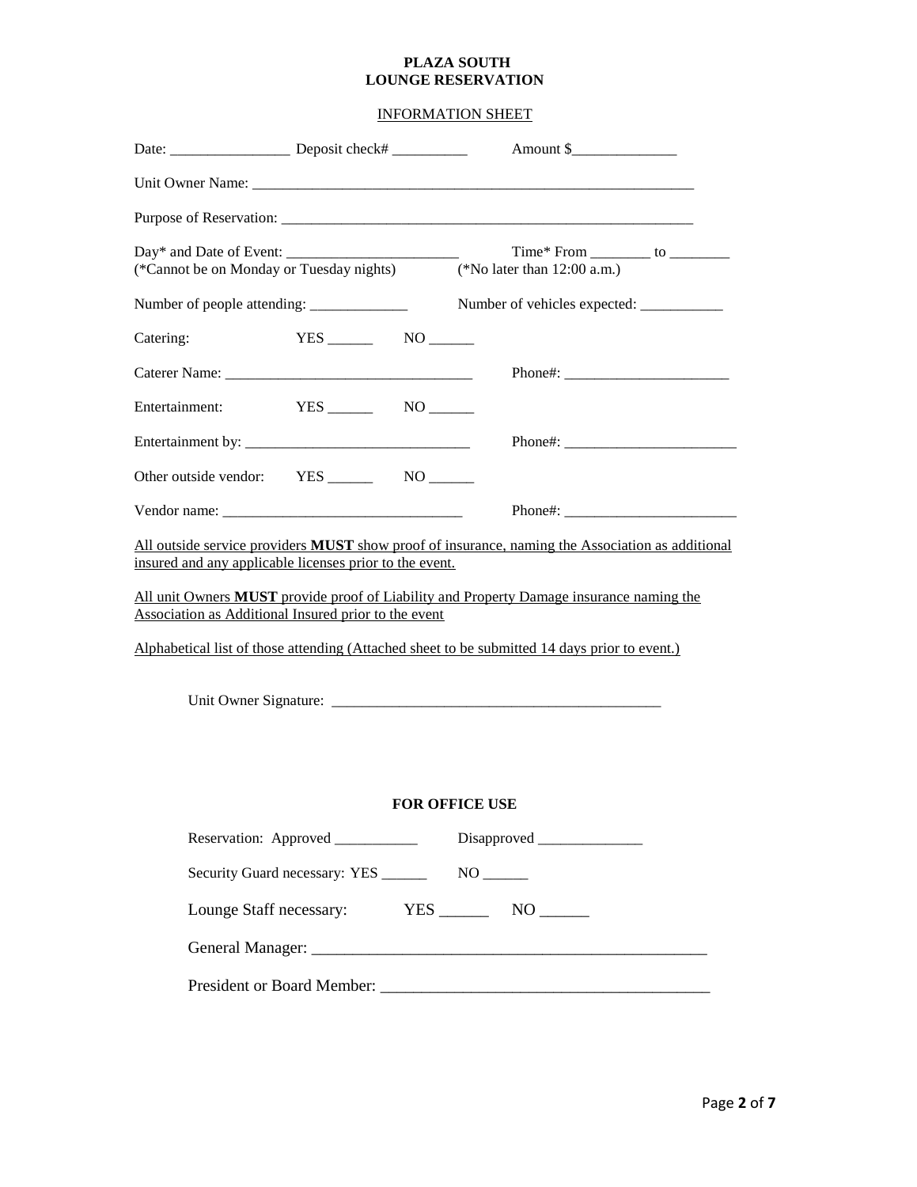**PLAZA SOUTH**
**LOUNGE RESERVATION**

INFORMATION SHEET

Date: ________________ Deposit check# __________ Amount $______________

Unit Owner Name: _______________________________________________________________

Purpose of Reservation: __________________________________________________________

Day* and Date of Event: ________________________ Time* From ________ to ________
(*Cannot be on Monday or Tuesday nights) (*No later than 12:00 a.m.)

Number of people attending: _____________ Number of vehicles expected: ___________

Catering: YES ______ NO ______

Caterer Name: _________________________________ Phone#: ______________________

Entertainment: YES ______ NO ______

Entertainment by: ______________________________ Phone#: _______________________

Other outside vendor: YES ______ NO ______

Vendor name: _________________________________ Phone#: _______________________

All outside service providers **MUST** show proof of insurance, naming the Association as additional insured and any applicable licenses prior to the event.

All unit Owners **MUST** provide proof of Liability and Property Damage insurance naming the Association as Additional Insured prior to the event

Alphabetical list of those attending (Attached sheet to be submitted 14 days prior to event.)

Unit Owner Signature: _____________________________________________

**FOR OFFICE USE**

Reservation: Approved ___________ Disapproved ______________

Security Guard necessary: YES ______ NO ______

Lounge Staff necessary: YES ______ NO ______

General Manager: __________________________________________________

President or Board Member: ________________________________________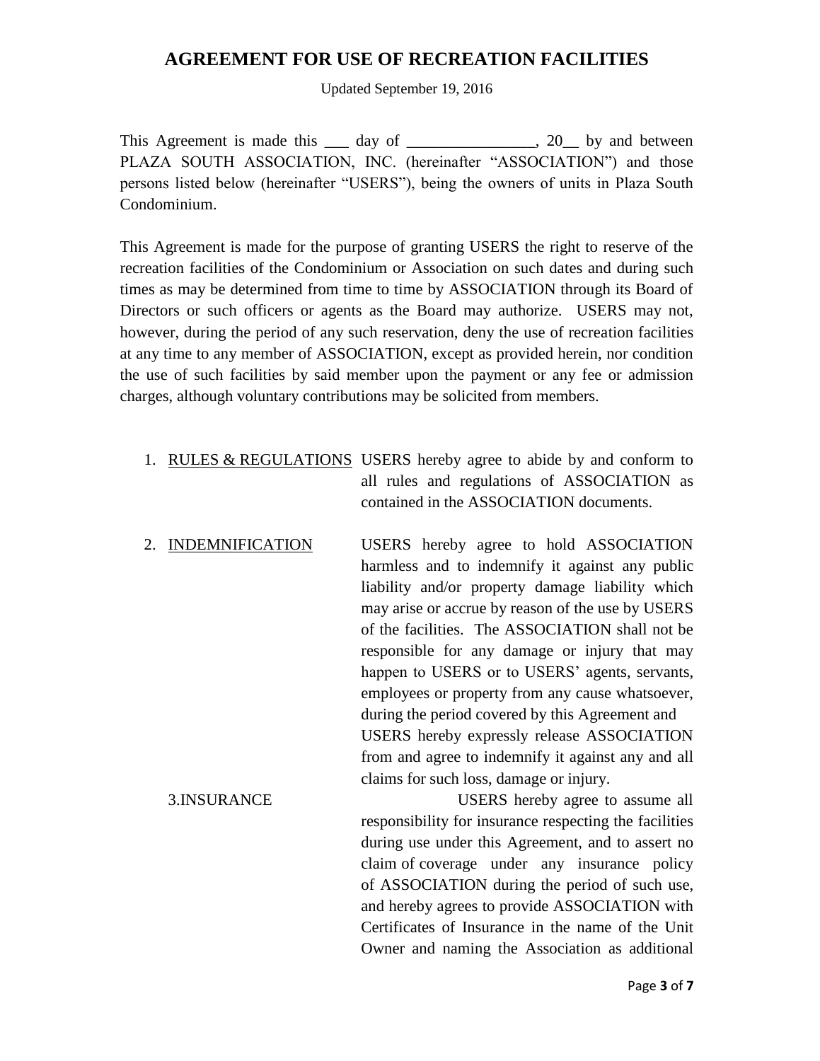# AGREEMENT FOR USE OF RECREATION FACILITIES

Updated September 19, 2016

This Agreement is made this ___ day of ________________, 20__ by and between PLAZA SOUTH ASSOCIATION, INC. (hereinafter "ASSOCIATION") and those persons listed below (hereinafter "USERS"), being the owners of units in Plaza South Condominium.

This Agreement is made for the purpose of granting USERS the right to reserve of the recreation facilities of the Condominium or Association on such dates and during such times as may be determined from time to time by ASSOCIATION through its Board of Directors or such officers or agents as the Board may authorize. USERS may not, however, during the period of any such reservation, deny the use of recreation facilities at any time to any member of ASSOCIATION, except as provided herein, nor condition the use of such facilities by said member upon the payment or any fee or admission charges, although voluntary contributions may be solicited from members.

1. <u>RULES & REGULATIONS</u> USERS hereby agree to abide by and conform to all rules and regulations of ASSOCIATION as contained in the ASSOCIATION documents.

2. <u>INDEMNIFICATION</u> USERS hereby agree to hold ASSOCIATION harmless and to indemnify it against any public liability and/or property damage liability which may arise or accrue by reason of the use by USERS of the facilities. The ASSOCIATION shall not be responsible for any damage or injury that may happen to USERS or to USERS' agents, servants, employees or property from any cause whatsoever, during the period covered by this Agreement and USERS hereby expressly release ASSOCIATION from and agree to indemnify it against any and all claims for such loss, damage or injury.

3. INSURANCE USERS hereby agree to assume all responsibility for insurance respecting the facilities during use under this Agreement, and to assert no claim of coverage under any insurance policy of ASSOCIATION during the period of such use, and hereby agrees to provide ASSOCIATION with Certificates of Insurance in the name of the Unit Owner and naming the Association as additional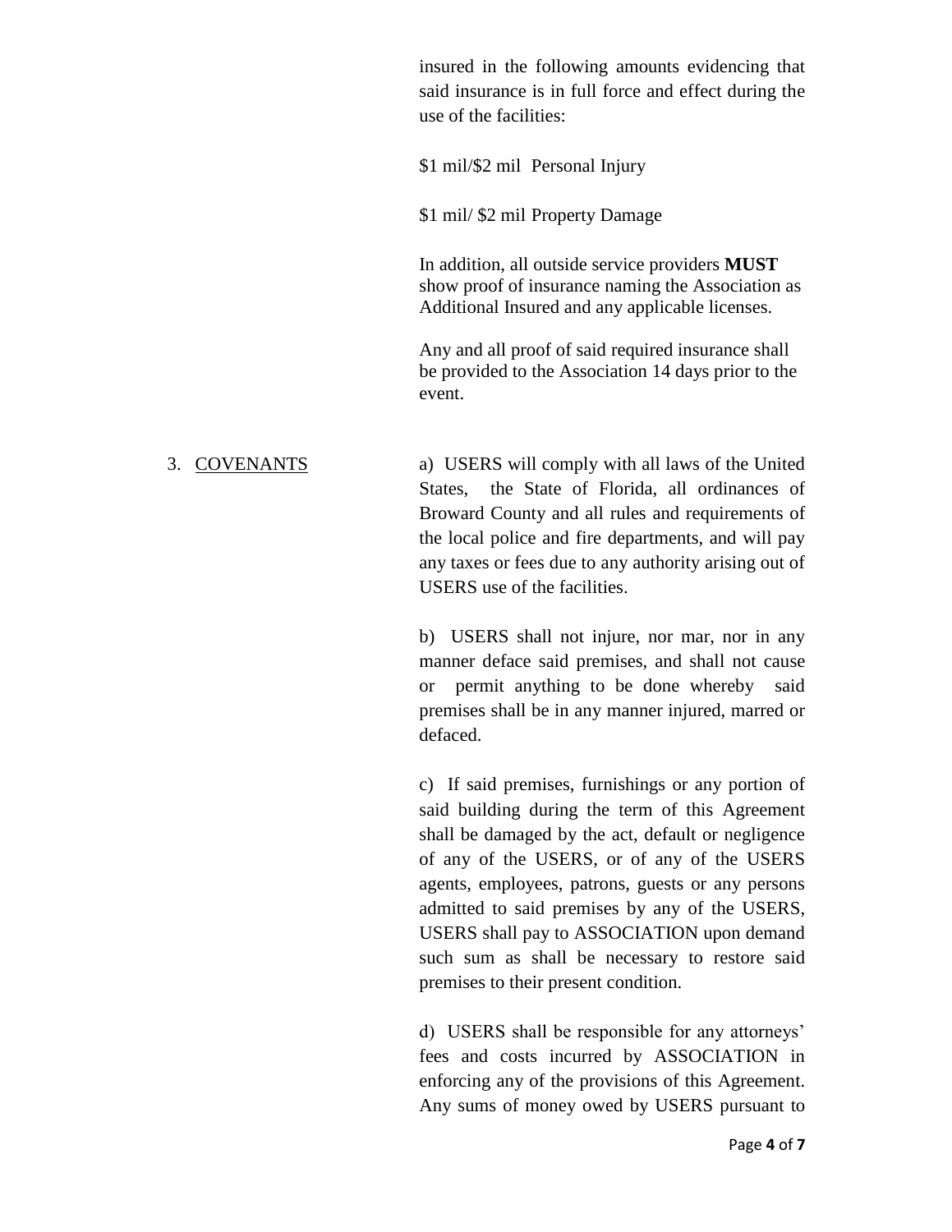insured in the following amounts evidencing that said insurance is in full force and effect during the use of the facilities:

$1 mil/$2 mil Personal Injury

$1 mil/ $2 mil Property Damage

In addition, all outside service providers **MUST** show proof of insurance naming the Association as Additional Insured and any applicable licenses.

Any and all proof of said required insurance shall be provided to the Association 14 days prior to the event.

3. <u>COVENANTS</u>

a) USERS will comply with all laws of the United States, the State of Florida, all ordinances of Broward County and all rules and requirements of the local police and fire departments, and will pay any taxes or fees due to any authority arising out of USERS use of the facilities.

b) USERS shall not injure, nor mar, nor in any manner deface said premises, and shall not cause or permit anything to be done whereby said premises shall be in any manner injured, marred or defaced.

c) If said premises, furnishings or any portion of said building during the term of this Agreement shall be damaged by the act, default or negligence of any of the USERS, or of any of the USERS agents, employees, patrons, guests or any persons admitted to said premises by any of the USERS, USERS shall pay to ASSOCIATION upon demand such sum as shall be necessary to restore said premises to their present condition.

d) USERS shall be responsible for any attorneys' fees and costs incurred by ASSOCIATION in enforcing any of the provisions of this Agreement. Any sums of money owed by USERS pursuant to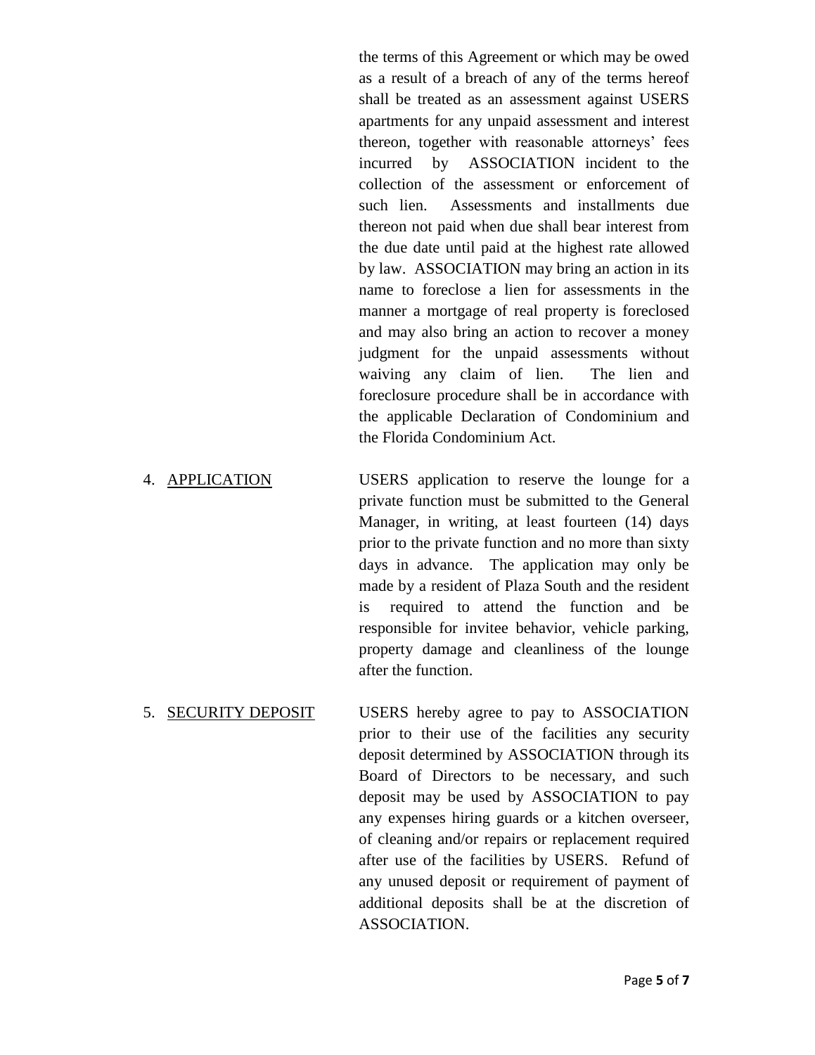the terms of this Agreement or which may be owed as a result of a breach of any of the terms hereof shall be treated as an assessment against USERS apartments for any unpaid assessment and interest thereon, together with reasonable attorneys' fees incurred by ASSOCIATION incident to the collection of the assessment or enforcement of such lien. Assessments and installments due thereon not paid when due shall bear interest from the due date until paid at the highest rate allowed by law. ASSOCIATION may bring an action in its name to foreclose a lien for assessments in the manner a mortgage of real property is foreclosed and may also bring an action to recover a money judgment for the unpaid assessments without waiving any claim of lien. The lien and foreclosure procedure shall be in accordance with the applicable Declaration of Condominium and the Florida Condominium Act.

4. <u>APPLICATION</u> USERS application to reserve the lounge for a private function must be submitted to the General Manager, in writing, at least fourteen (14) days prior to the private function and no more than sixty days in advance. The application may only be made by a resident of Plaza South and the resident is required to attend the function and be responsible for invitee behavior, vehicle parking, property damage and cleanliness of the lounge after the function.

5. <u>SECURITY DEPOSIT</u> USERS hereby agree to pay to ASSOCIATION prior to their use of the facilities any security deposit determined by ASSOCIATION through its Board of Directors to be necessary, and such deposit may be used by ASSOCIATION to pay any expenses hiring guards or a kitchen overseer, of cleaning and/or repairs or replacement required after use of the facilities by USERS. Refund of any unused deposit or requirement of payment of additional deposits shall be at the discretion of ASSOCIATION.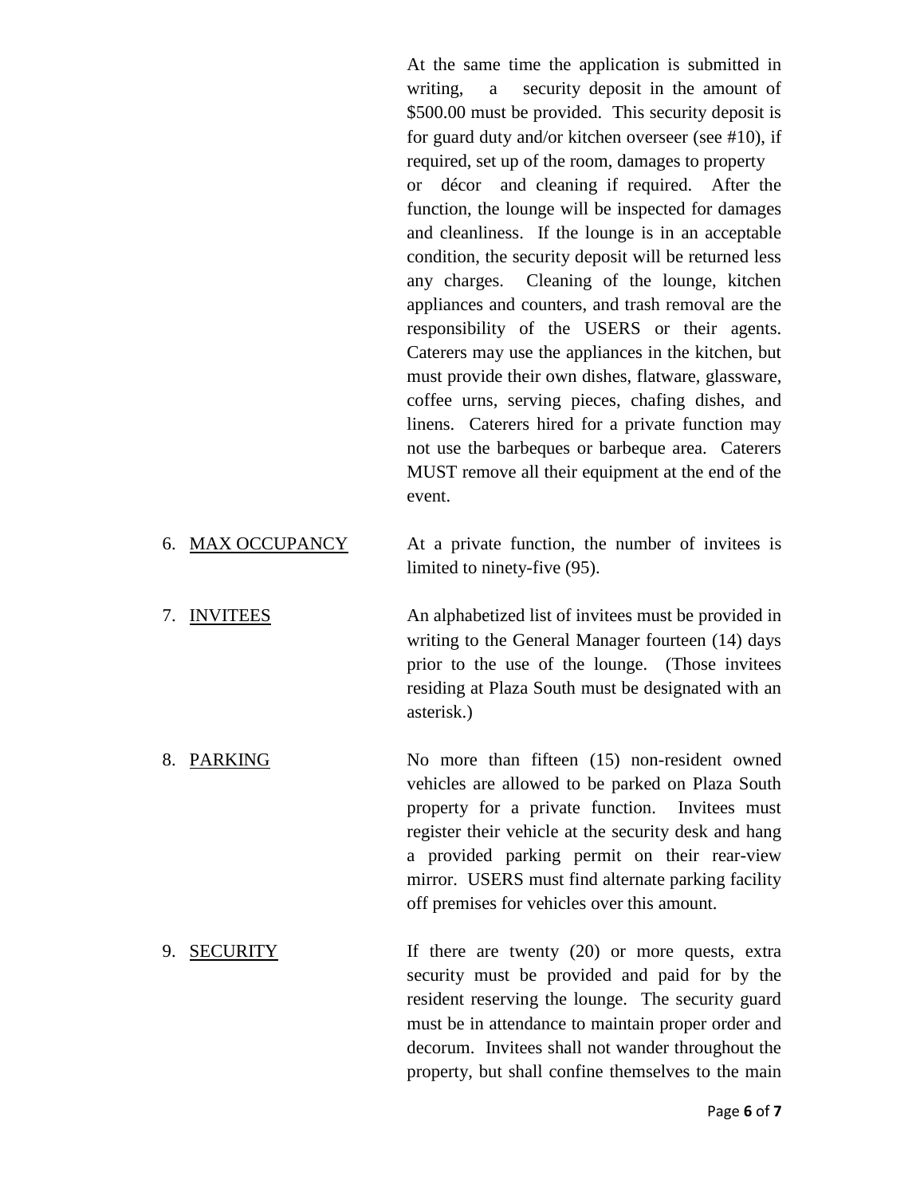At the same time the application is submitted in writing, a security deposit in the amount of $500.00 must be provided. This security deposit is for guard duty and/or kitchen overseer (see #10), if required, set up of the room, damages to property or décor and cleaning if required. After the function, the lounge will be inspected for damages and cleanliness. If the lounge is in an acceptable condition, the security deposit will be returned less any charges. Cleaning of the lounge, kitchen appliances and counters, and trash removal are the responsibility of the USERS or their agents. Caterers may use the appliances in the kitchen, but must provide their own dishes, flatware, glassware, coffee urns, serving pieces, chafing dishes, and linens. Caterers hired for a private function may not use the barbeques or barbeque area. Caterers MUST remove all their equipment at the end of the event.

6. <u>MAX OCCUPANCY</u> — At a private function, the number of invitees is limited to ninety-five (95).

7. <u>INVITEES</u> — An alphabetized list of invitees must be provided in writing to the General Manager fourteen (14) days prior to the use of the lounge. (Those invitees residing at Plaza South must be designated with an asterisk.)

8. <u>PARKING</u> — No more than fifteen (15) non-resident owned vehicles are allowed to be parked on Plaza South property for a private function. Invitees must register their vehicle at the security desk and hang a provided parking permit on their rear-view mirror. USERS must find alternate parking facility off premises for vehicles over this amount.

9. <u>SECURITY</u> — If there are twenty (20) or more quests, extra security must be provided and paid for by the resident reserving the lounge. The security guard must be in attendance to maintain proper order and decorum. Invitees shall not wander throughout the property, but shall confine themselves to the main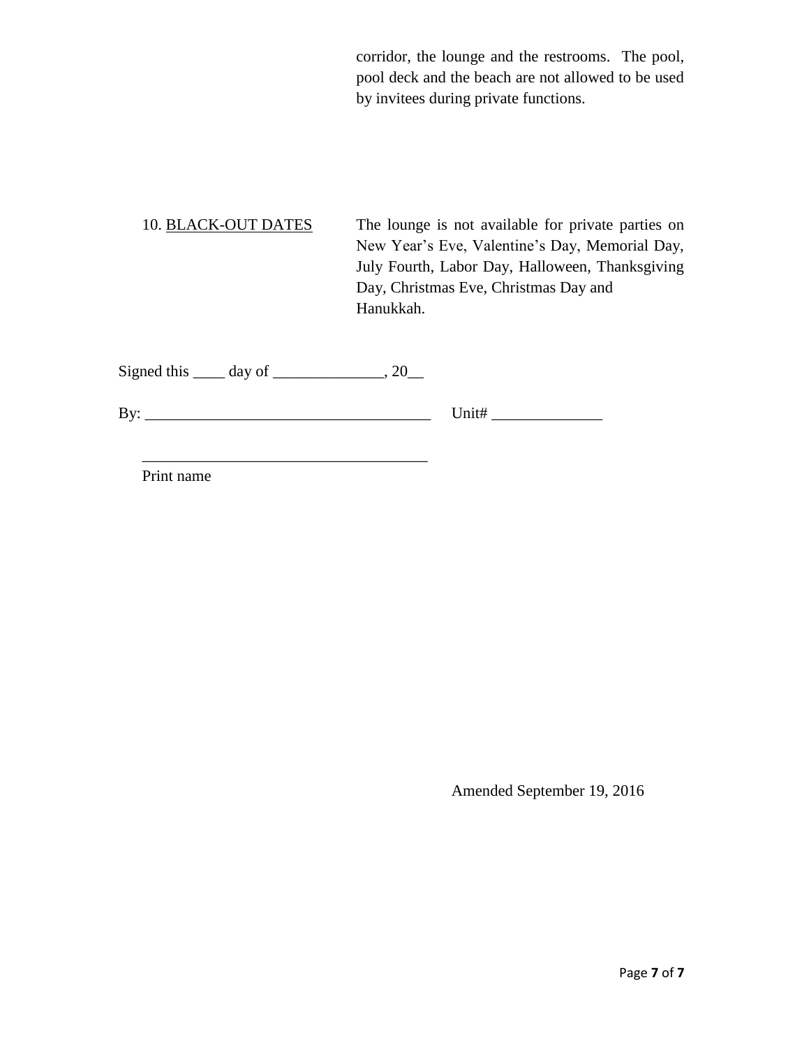corridor, the lounge and the restrooms. The pool, pool deck and the beach are not allowed to be used by invitees during private functions.

10. <u>BLACK-OUT DATES</u> The lounge is not available for private parties on New Year's Eve, Valentine's Day, Memorial Day, July Fourth, Labor Day, Halloween, Thanksgiving Day, Christmas Eve, Christmas Day and Hanukkah.

Signed this ____ day of ______________, 20__

By: ____________________________________ Unit# ______________

____________________________________
Print name

Amended September 19, 2016